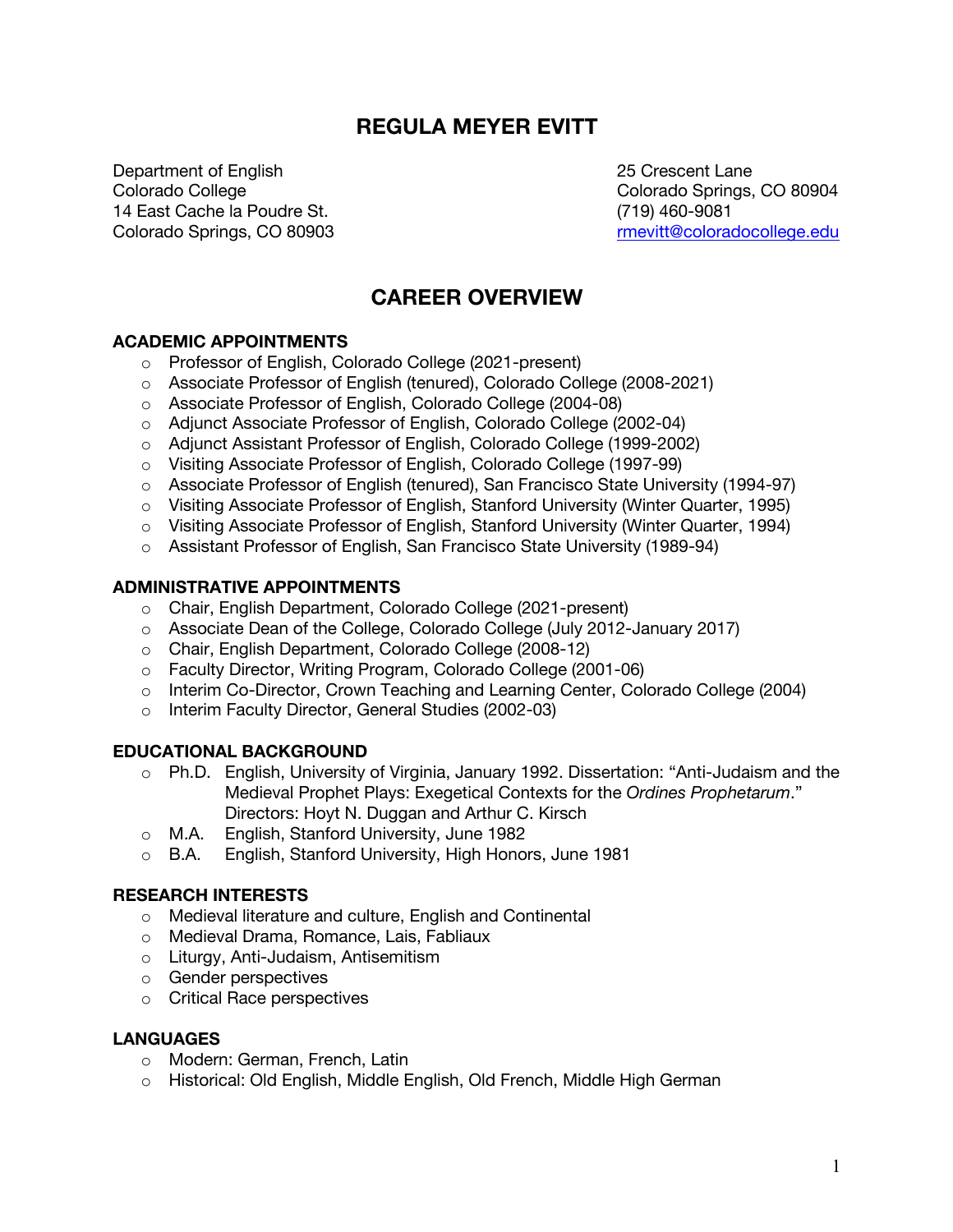# REGULA MEYER EVITT

Department of English
Colorado College
14 East Cache la Poudre St.
Colorado Springs, CO 80903

25 Crescent Lane
Colorado Springs, CO 80904
(719) 460-9081
rmevitt@coloradocollege.edu

## CAREER OVERVIEW

### ACADEMIC APPOINTMENTS

- Professor of English, Colorado College (2021-present)
- Associate Professor of English (tenured), Colorado College (2008-2021)
- Associate Professor of English, Colorado College (2004-08)
- Adjunct Associate Professor of English, Colorado College (2002-04)
- Adjunct Assistant Professor of English, Colorado College (1999-2002)
- Visiting Associate Professor of English, Colorado College (1997-99)
- Associate Professor of English (tenured), San Francisco State University (1994-97)
- Visiting Associate Professor of English, Stanford University (Winter Quarter, 1995)
- Visiting Associate Professor of English, Stanford University (Winter Quarter, 1994)
- Assistant Professor of English, San Francisco State University (1989-94)

### ADMINISTRATIVE APPOINTMENTS

- Chair, English Department, Colorado College (2021-present)
- Associate Dean of the College, Colorado College (July 2012-January 2017)
- Chair, English Department, Colorado College (2008-12)
- Faculty Director, Writing Program, Colorado College (2001-06)
- Interim Co-Director, Crown Teaching and Learning Center, Colorado College (2004)
- Interim Faculty Director, General Studies (2002-03)

### EDUCATIONAL BACKGROUND

- Ph.D. English, University of Virginia, January 1992. Dissertation: "Anti-Judaism and the Medieval Prophet Plays: Exegetical Contexts for the *Ordines Prophetarum*." Directors: Hoyt N. Duggan and Arthur C. Kirsch
- M.A. English, Stanford University, June 1982
- B.A. English, Stanford University, High Honors, June 1981

### RESEARCH INTERESTS

- Medieval literature and culture, English and Continental
- Medieval Drama, Romance, Lais, Fabliaux
- Liturgy, Anti-Judaism, Antisemitism
- Gender perspectives
- Critical Race perspectives

### LANGUAGES

- Modern: German, French, Latin
- Historical: Old English, Middle English, Old French, Middle High German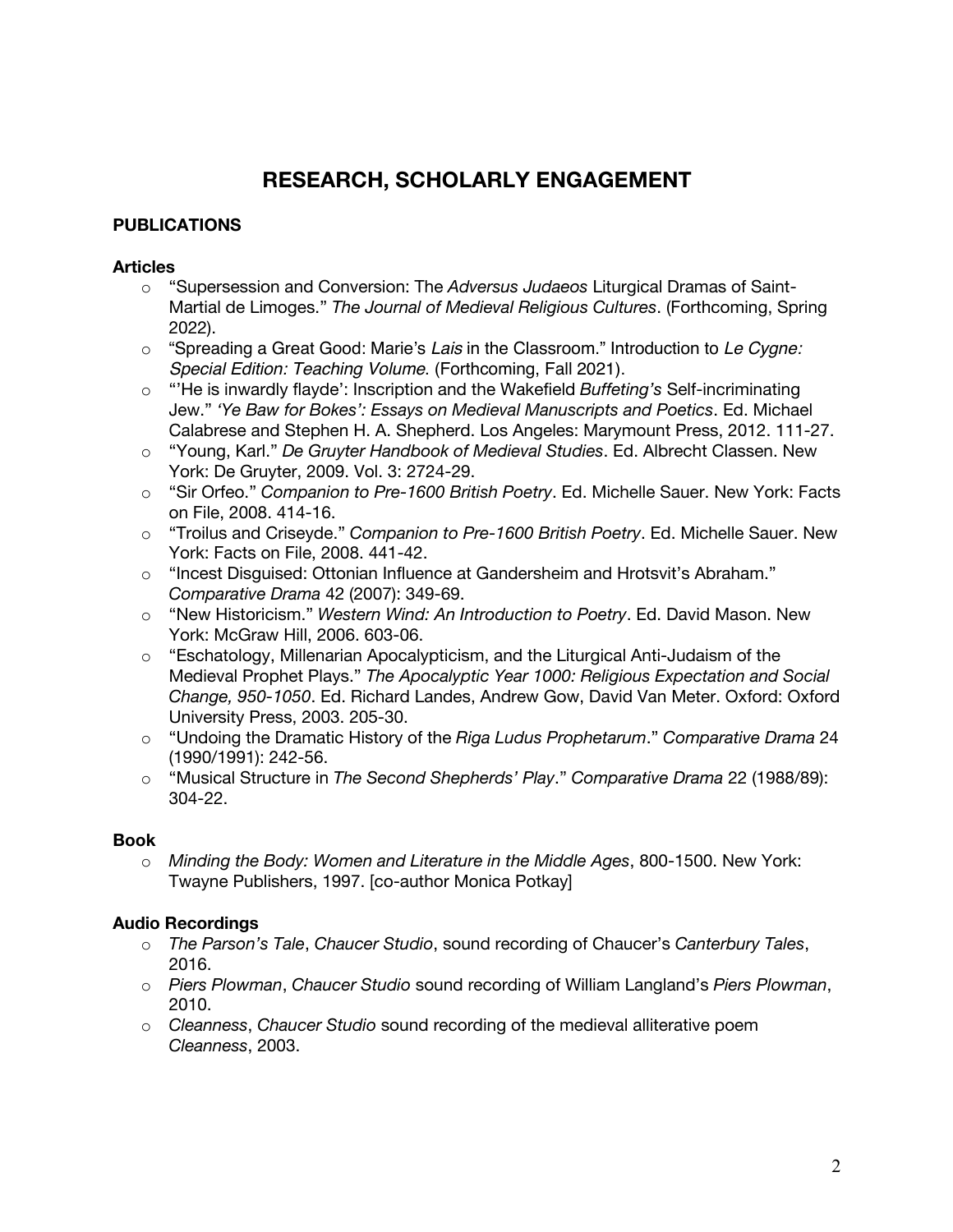# RESEARCH, SCHOLARLY ENGAGEMENT

## PUBLICATIONS

### Articles

- "Supersession and Conversion: The *Adversus Judaeos* Liturgical Dramas of Saint-Martial de Limoges." *The Journal of Medieval Religious Cultures*. (Forthcoming, Spring 2022).
- "Spreading a Great Good: Marie's *Lais* in the Classroom." Introduction to *Le Cygne: Special Edition: Teaching Volume.* (Forthcoming, Fall 2021).
- "'He is inwardly flayde': Inscription and the Wakefield *Buffeting's* Self-incriminating Jew." *'Ye Baw for Bokes': Essays on Medieval Manuscripts and Poetics*. Ed. Michael Calabrese and Stephen H. A. Shepherd. Los Angeles: Marymount Press, 2012. 111-27.
- "Young, Karl." *De Gruyter Handbook of Medieval Studies*. Ed. Albrecht Classen. New York: De Gruyter, 2009. Vol. 3: 2724-29.
- "Sir Orfeo." *Companion to Pre-1600 British Poetry*. Ed. Michelle Sauer. New York: Facts on File, 2008. 414-16.
- "Troilus and Criseyde." *Companion to Pre-1600 British Poetry*. Ed. Michelle Sauer. New York: Facts on File, 2008. 441-42.
- "Incest Disguised: Ottonian Influence at Gandersheim and Hrotsvit's Abraham." *Comparative Drama* 42 (2007): 349-69.
- "New Historicism." *Western Wind: An Introduction to Poetry*. Ed. David Mason. New York: McGraw Hill, 2006. 603-06.
- "Eschatology, Millenarian Apocalypticism, and the Liturgical Anti-Judaism of the Medieval Prophet Plays." *The Apocalyptic Year 1000: Religious Expectation and Social Change, 950-1050*. Ed. Richard Landes, Andrew Gow, David Van Meter. Oxford: Oxford University Press, 2003. 205-30.
- "Undoing the Dramatic History of the *Riga Ludus Prophetarum*." *Comparative Drama* 24 (1990/1991): 242-56.
- "Musical Structure in *The Second Shepherds' Play*." *Comparative Drama* 22 (1988/89): 304-22.

### Book

- *Minding the Body: Women and Literature in the Middle Ages*, 800-1500. New York: Twayne Publishers, 1997. [co-author Monica Potkay]

### Audio Recordings

- *The Parson's Tale*, *Chaucer Studio*, sound recording of Chaucer's *Canterbury Tales*, 2016.
- *Piers Plowman*, *Chaucer Studio* sound recording of William Langland's *Piers Plowman*, 2010.
- *Cleanness*, *Chaucer Studio* sound recording of the medieval alliterative poem *Cleanness*, 2003.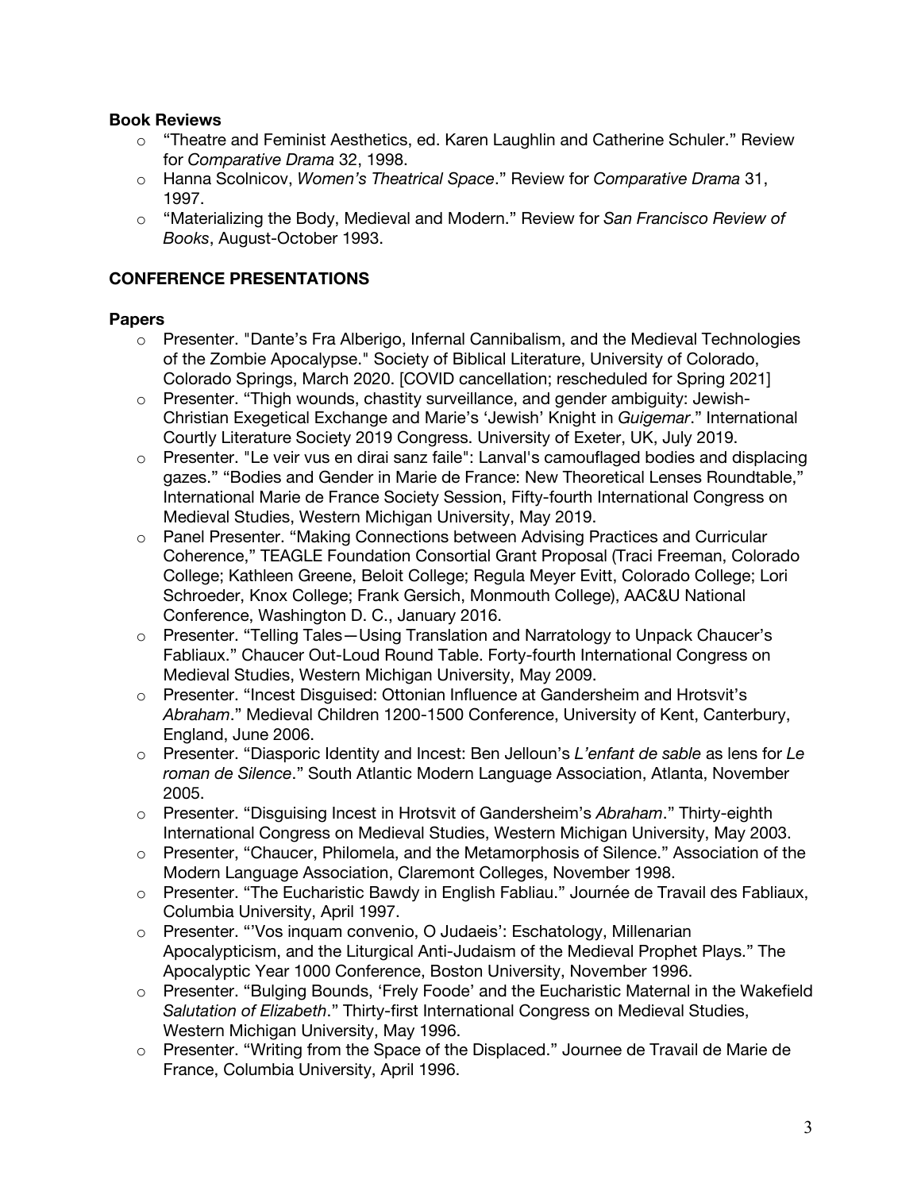### Book Reviews

- "Theatre and Feminist Aesthetics, ed. Karen Laughlin and Catherine Schuler." Review for *Comparative Drama* 32, 1998.
- Hanna Scolnicov, *Women's Theatrical Space*." Review for *Comparative Drama* 31, 1997.
- "Materializing the Body, Medieval and Modern." Review for *San Francisco Review of Books*, August-October 1993.

## CONFERENCE PRESENTATIONS

### Papers

- Presenter. "Dante's Fra Alberigo, Infernal Cannibalism, and the Medieval Technologies of the Zombie Apocalypse." Society of Biblical Literature, University of Colorado, Colorado Springs, March 2020. [COVID cancellation; rescheduled for Spring 2021]
- Presenter. "Thigh wounds, chastity surveillance, and gender ambiguity: Jewish-Christian Exegetical Exchange and Marie's 'Jewish' Knight in *Guigemar*." International Courtly Literature Society 2019 Congress. University of Exeter, UK, July 2019.
- Presenter. "Le veir vus en dirai sanz faile": Lanval's camouflaged bodies and displacing gazes." "Bodies and Gender in Marie de France: New Theoretical Lenses Roundtable," International Marie de France Society Session, Fifty-fourth International Congress on Medieval Studies, Western Michigan University, May 2019.
- Panel Presenter. "Making Connections between Advising Practices and Curricular Coherence," TEAGLE Foundation Consortial Grant Proposal (Traci Freeman, Colorado College; Kathleen Greene, Beloit College; Regula Meyer Evitt, Colorado College; Lori Schroeder, Knox College; Frank Gersich, Monmouth College), AAC&U National Conference, Washington D. C., January 2016.
- Presenter. "Telling Tales—Using Translation and Narratology to Unpack Chaucer's Fabliaux." Chaucer Out-Loud Round Table. Forty-fourth International Congress on Medieval Studies, Western Michigan University, May 2009.
- Presenter. "Incest Disguised: Ottonian Influence at Gandersheim and Hrotsvit's *Abraham*." Medieval Children 1200-1500 Conference, University of Kent, Canterbury, England, June 2006.
- Presenter. "Diasporic Identity and Incest: Ben Jelloun's *L'enfant de sable* as lens for *Le roman de Silence*." South Atlantic Modern Language Association, Atlanta, November 2005.
- Presenter. "Disguising Incest in Hrotsvit of Gandersheim's *Abraham*." Thirty-eighth International Congress on Medieval Studies, Western Michigan University, May 2003.
- Presenter, "Chaucer, Philomela, and the Metamorphosis of Silence." Association of the Modern Language Association, Claremont Colleges, November 1998.
- Presenter. "The Eucharistic Bawdy in English Fabliau." Journée de Travail des Fabliaux, Columbia University, April 1997.
- Presenter. "'Vos inquam convenio, O Judaeis': Eschatology, Millenarian Apocalypticism, and the Liturgical Anti-Judaism of the Medieval Prophet Plays." The Apocalyptic Year 1000 Conference, Boston University, November 1996.
- Presenter. "Bulging Bounds, 'Frely Foode' and the Eucharistic Maternal in the Wakefield *Salutation of Elizabeth*." Thirty-first International Congress on Medieval Studies, Western Michigan University, May 1996.
- Presenter. "Writing from the Space of the Displaced." Journee de Travail de Marie de France, Columbia University, April 1996.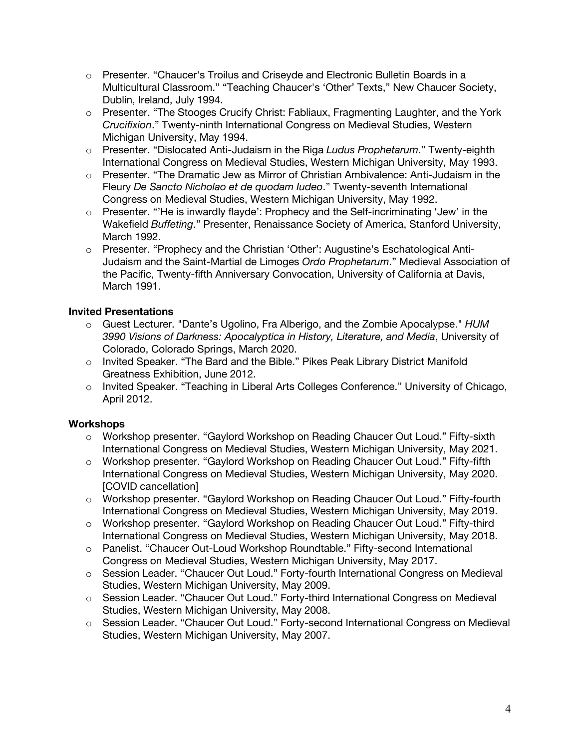- Presenter. "Chaucer's Troilus and Criseyde and Electronic Bulletin Boards in a Multicultural Classroom." "Teaching Chaucer's 'Other' Texts," New Chaucer Society, Dublin, Ireland, July 1994.
- Presenter. "The Stooges Crucify Christ: Fabliaux, Fragmenting Laughter, and the York *Crucifixion*." Twenty-ninth International Congress on Medieval Studies, Western Michigan University, May 1994.
- Presenter. "Dislocated Anti-Judaism in the Riga *Ludus Prophetarum*." Twenty-eighth International Congress on Medieval Studies, Western Michigan University, May 1993.
- Presenter. "The Dramatic Jew as Mirror of Christian Ambivalence: Anti-Judaism in the Fleury *De Sancto Nicholao et de quodam Iudeo*." Twenty-seventh International Congress on Medieval Studies, Western Michigan University, May 1992.
- Presenter. "'He is inwardly flayde': Prophecy and the Self-incriminating 'Jew' in the Wakefield *Buffeting*." Presenter, Renaissance Society of America, Stanford University, March 1992.
- Presenter. "Prophecy and the Christian 'Other': Augustine's Eschatological Anti-Judaism and the Saint-Martial de Limoges *Ordo Prophetarum*." Medieval Association of the Pacific, Twenty-fifth Anniversary Convocation, University of California at Davis, March 1991.

**Invited Presentations**

- Guest Lecturer. "Dante's Ugolino, Fra Alberigo, and the Zombie Apocalypse." *HUM 3990 Visions of Darkness: Apocalyptica in History, Literature, and Media*, University of Colorado, Colorado Springs, March 2020.
- Invited Speaker. "The Bard and the Bible." Pikes Peak Library District Manifold Greatness Exhibition, June 2012.
- Invited Speaker. "Teaching in Liberal Arts Colleges Conference." University of Chicago, April 2012.

**Workshops**

- Workshop presenter. "Gaylord Workshop on Reading Chaucer Out Loud." Fifty-sixth International Congress on Medieval Studies, Western Michigan University, May 2021.
- Workshop presenter. "Gaylord Workshop on Reading Chaucer Out Loud." Fifty-fifth International Congress on Medieval Studies, Western Michigan University, May 2020. [COVID cancellation]
- Workshop presenter. "Gaylord Workshop on Reading Chaucer Out Loud." Fifty-fourth International Congress on Medieval Studies, Western Michigan University, May 2019.
- Workshop presenter. "Gaylord Workshop on Reading Chaucer Out Loud." Fifty-third International Congress on Medieval Studies, Western Michigan University, May 2018.
- Panelist. "Chaucer Out-Loud Workshop Roundtable." Fifty-second International Congress on Medieval Studies, Western Michigan University, May 2017.
- Session Leader. "Chaucer Out Loud." Forty-fourth International Congress on Medieval Studies, Western Michigan University, May 2009.
- Session Leader. "Chaucer Out Loud." Forty-third International Congress on Medieval Studies, Western Michigan University, May 2008.
- Session Leader. "Chaucer Out Loud." Forty-second International Congress on Medieval Studies, Western Michigan University, May 2007.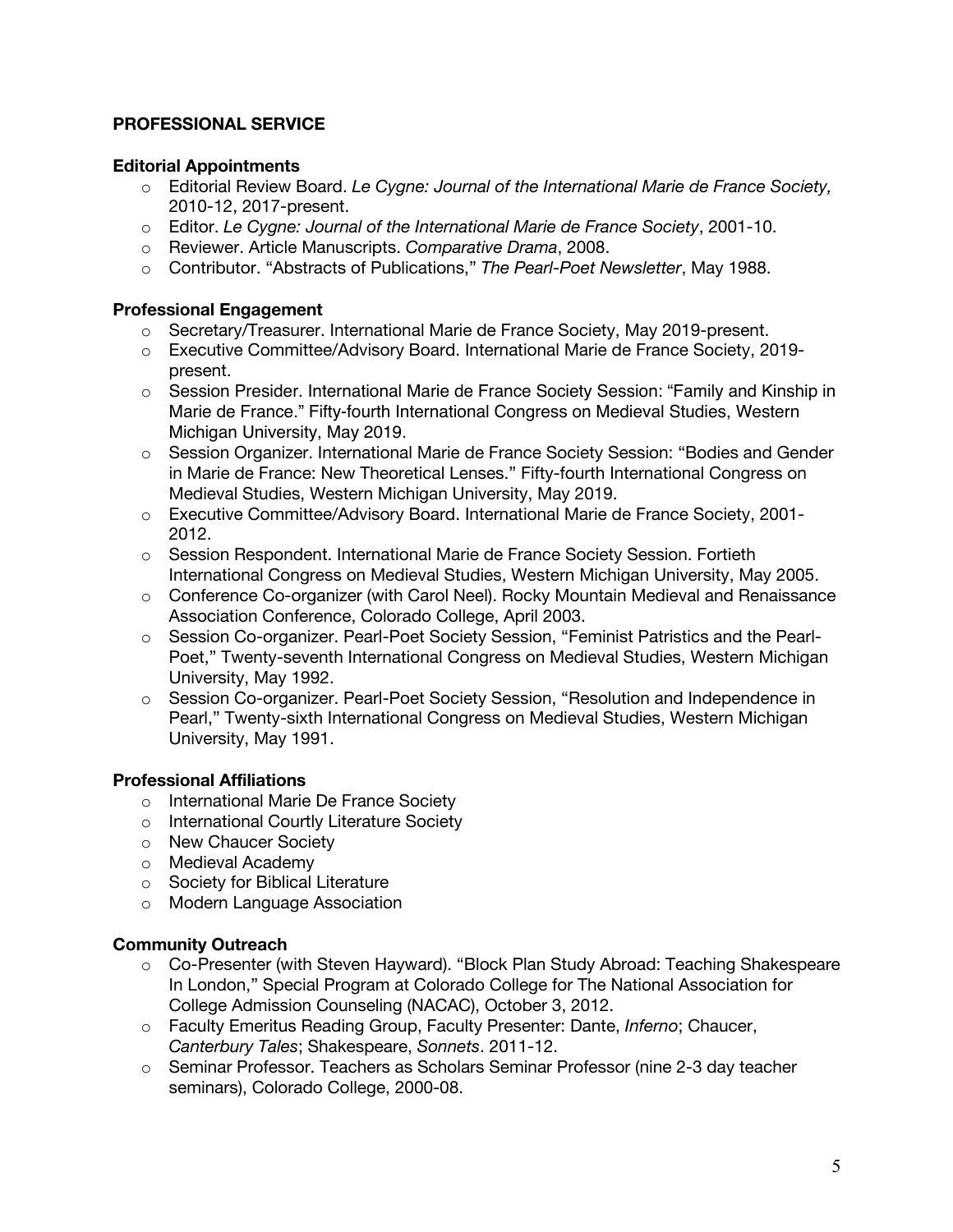### **PROFESSIONAL SERVICE**

#### **Editorial Appointments**

- Editorial Review Board. *Le Cygne: Journal of the International Marie de France Society,* 2010-12, 2017-present.
- Editor. *Le Cygne: Journal of the International Marie de France Society*, 2001-10.
- Reviewer. Article Manuscripts. *Comparative Drama*, 2008.
- Contributor. "Abstracts of Publications," *The Pearl-Poet Newsletter*, May 1988.

#### **Professional Engagement**

- Secretary/Treasurer. International Marie de France Society, May 2019-present.
- Executive Committee/Advisory Board. International Marie de France Society, 2019-present.
- Session Presider. International Marie de France Society Session: "Family and Kinship in Marie de France." Fifty-fourth International Congress on Medieval Studies, Western Michigan University, May 2019.
- Session Organizer. International Marie de France Society Session: "Bodies and Gender in Marie de France: New Theoretical Lenses." Fifty-fourth International Congress on Medieval Studies, Western Michigan University, May 2019.
- Executive Committee/Advisory Board. International Marie de France Society, 2001-2012.
- Session Respondent. International Marie de France Society Session. Fortieth International Congress on Medieval Studies, Western Michigan University, May 2005.
- Conference Co-organizer (with Carol Neel). Rocky Mountain Medieval and Renaissance Association Conference, Colorado College, April 2003.
- Session Co-organizer. Pearl-Poet Society Session, "Feminist Patristics and the Pearl-Poet," Twenty-seventh International Congress on Medieval Studies, Western Michigan University, May 1992.
- Session Co-organizer. Pearl-Poet Society Session, "Resolution and Independence in Pearl," Twenty-sixth International Congress on Medieval Studies, Western Michigan University, May 1991.

#### **Professional Affiliations**

- International Marie De France Society
- International Courtly Literature Society
- New Chaucer Society
- Medieval Academy
- Society for Biblical Literature
- Modern Language Association

#### **Community Outreach**

- Co-Presenter (with Steven Hayward). "Block Plan Study Abroad: Teaching Shakespeare In London," Special Program at Colorado College for The National Association for College Admission Counseling (NACAC), October 3, 2012.
- Faculty Emeritus Reading Group, Faculty Presenter: Dante, *Inferno*; Chaucer, *Canterbury Tales*; Shakespeare, *Sonnets*. 2011-12.
- Seminar Professor. Teachers as Scholars Seminar Professor (nine 2-3 day teacher seminars), Colorado College, 2000-08.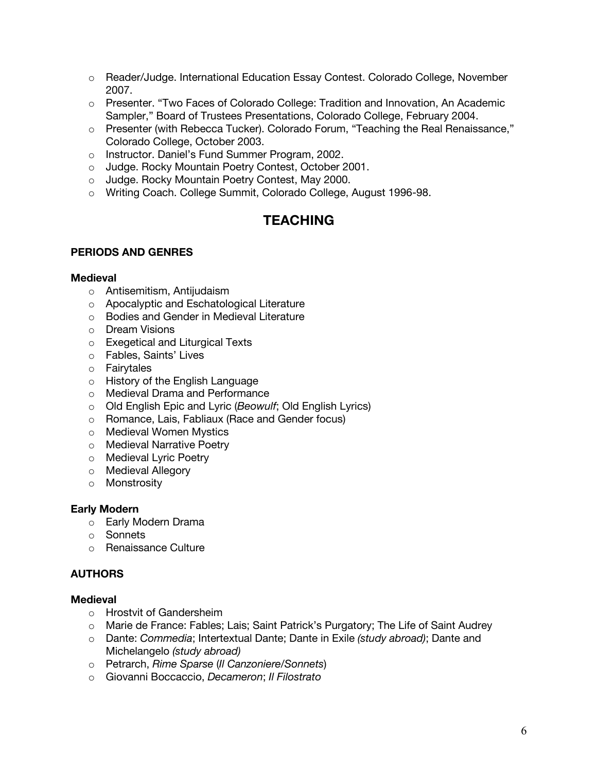- Reader/Judge. International Education Essay Contest. Colorado College, November 2007.
- Presenter. "Two Faces of Colorado College: Tradition and Innovation, An Academic Sampler," Board of Trustees Presentations, Colorado College, February 2004.
- Presenter (with Rebecca Tucker). Colorado Forum, "Teaching the Real Renaissance," Colorado College, October 2003.
- Instructor. Daniel's Fund Summer Program, 2002.
- Judge. Rocky Mountain Poetry Contest, October 2001.
- Judge. Rocky Mountain Poetry Contest, May 2000.
- Writing Coach. College Summit, Colorado College, August 1996-98.

# TEACHING

## PERIODS AND GENRES

### Medieval

- Antisemitism, Antijudaism
- Apocalyptic and Eschatological Literature
- Bodies and Gender in Medieval Literature
- Dream Visions
- Exegetical and Liturgical Texts
- Fables, Saints' Lives
- Fairytales
- History of the English Language
- Medieval Drama and Performance
- Old English Epic and Lyric (*Beowulf*; Old English Lyrics)
- Romance, Lais, Fabliaux (Race and Gender focus)
- Medieval Women Mystics
- Medieval Narrative Poetry
- Medieval Lyric Poetry
- Medieval Allegory
- Monstrosity

### Early Modern

- Early Modern Drama
- Sonnets
- Renaissance Culture

## AUTHORS

### Medieval

- Hrostvit of Gandersheim
- Marie de France: Fables; Lais; Saint Patrick's Purgatory; The Life of Saint Audrey
- Dante: *Commedia*; Intertextual Dante; Dante in Exile *(study abroad)*; Dante and Michelangelo *(study abroad)*
- Petrarch, *Rime Sparse* (*Il Canzoniere*/*Sonnets*)
- Giovanni Boccaccio, *Decameron*; *Il Filostrato*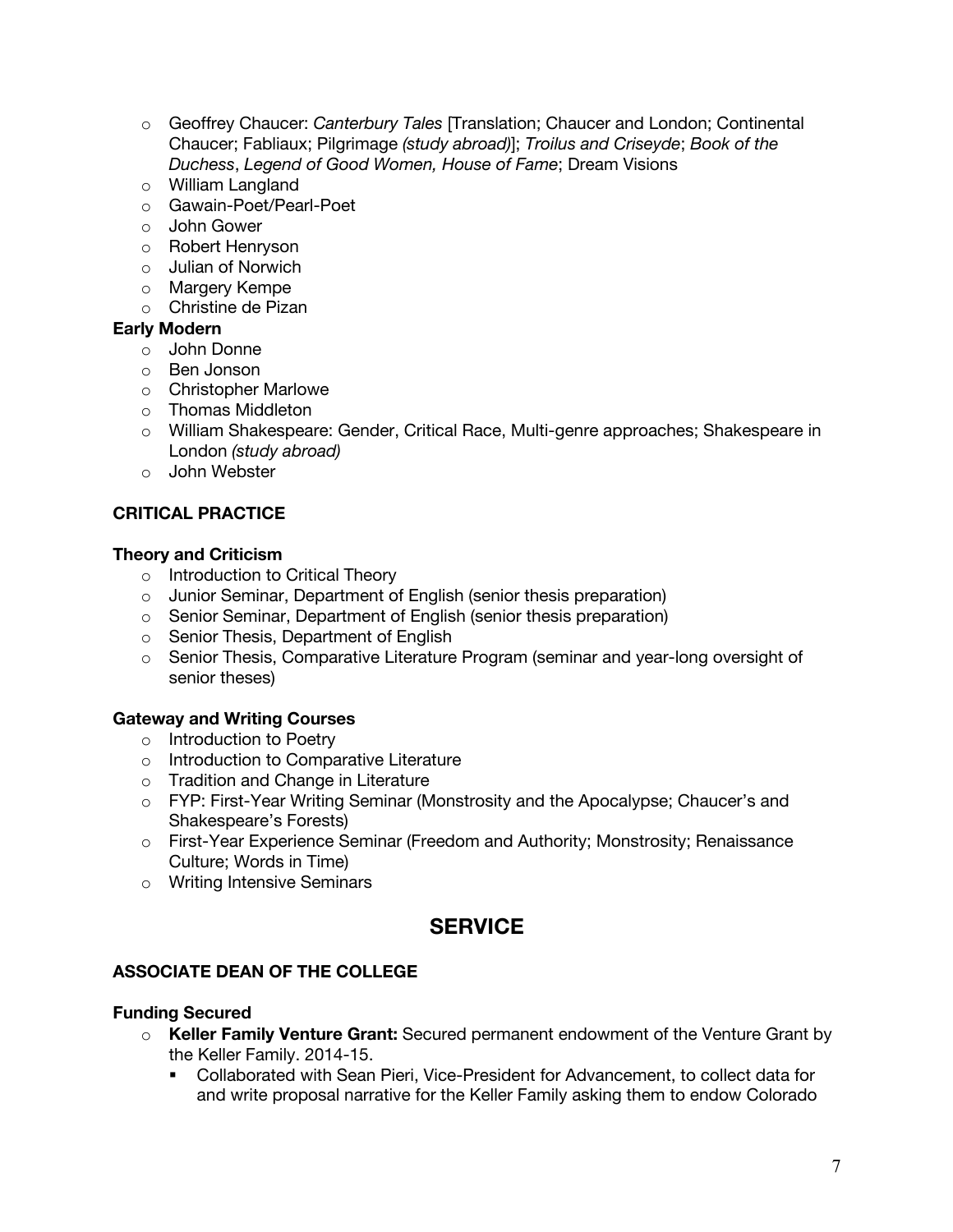- Geoffrey Chaucer: *Canterbury Tales* [Translation; Chaucer and London; Continental Chaucer; Fabliaux; Pilgrimage *(study abroad)*]; *Troilus and Criseyde*; *Book of the Duchess*, *Legend of Good Women, House of Fame*; Dream Visions
- William Langland
- Gawain-Poet/Pearl-Poet
- John Gower
- Robert Henryson
- Julian of Norwich
- Margery Kempe
- Christine de Pizan

**Early Modern**

- John Donne
- Ben Jonson
- Christopher Marlowe
- Thomas Middleton
- William Shakespeare: Gender, Critical Race, Multi-genre approaches; Shakespeare in London *(study abroad)*
- John Webster

### CRITICAL PRACTICE

**Theory and Criticism**

- Introduction to Critical Theory
- Junior Seminar, Department of English (senior thesis preparation)
- Senior Seminar, Department of English (senior thesis preparation)
- Senior Thesis, Department of English
- Senior Thesis, Comparative Literature Program (seminar and year-long oversight of senior theses)

**Gateway and Writing Courses**

- Introduction to Poetry
- Introduction to Comparative Literature
- Tradition and Change in Literature
- FYP: First-Year Writing Seminar (Monstrosity and the Apocalypse; Chaucer's and Shakespeare's Forests)
- First-Year Experience Seminar (Freedom and Authority; Monstrosity; Renaissance Culture; Words in Time)
- Writing Intensive Seminars

## SERVICE

### ASSOCIATE DEAN OF THE COLLEGE

**Funding Secured**

- **Keller Family Venture Grant:** Secured permanent endowment of the Venture Grant by the Keller Family. 2014-15.
  - Collaborated with Sean Pieri, Vice-President for Advancement, to collect data for and write proposal narrative for the Keller Family asking them to endow Colorado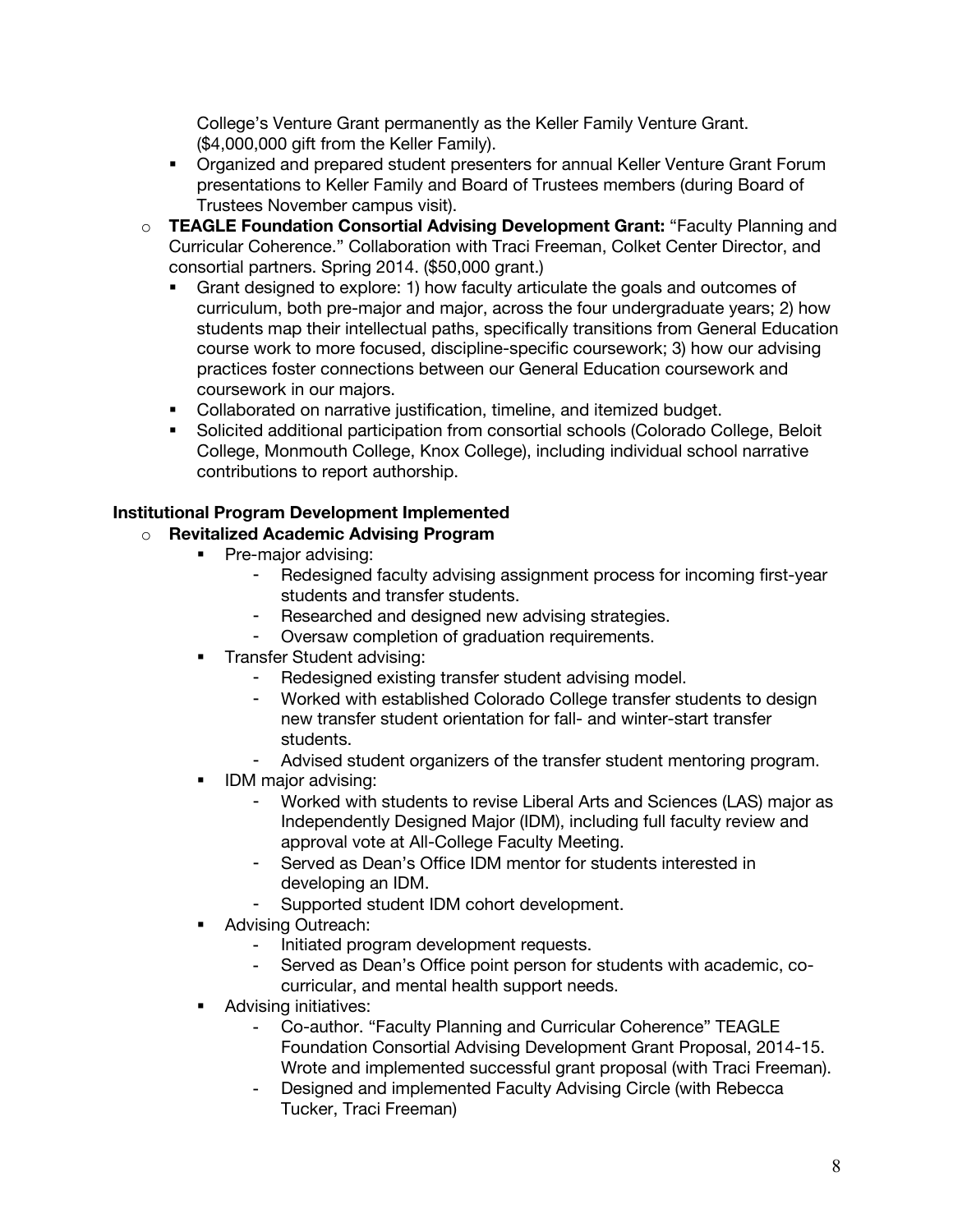College's Venture Grant permanently as the Keller Family Venture Grant. ($4,000,000 gift from the Keller Family).

  - Organized and prepared student presenters for annual Keller Venture Grant Forum presentations to Keller Family and Board of Trustees members (during Board of Trustees November campus visit).

- **TEAGLE Foundation Consortial Advising Development Grant:** "Faculty Planning and Curricular Coherence." Collaboration with Traci Freeman, Colket Center Director, and consortial partners. Spring 2014. ($50,000 grant.)
  - Grant designed to explore: 1) how faculty articulate the goals and outcomes of curriculum, both pre-major and major, across the four undergraduate years; 2) how students map their intellectual paths, specifically transitions from General Education course work to more focused, discipline-specific coursework; 3) how our advising practices foster connections between our General Education coursework and coursework in our majors.
  - Collaborated on narrative justification, timeline, and itemized budget.
  - Solicited additional participation from consortial schools (Colorado College, Beloit College, Monmouth College, Knox College), including individual school narrative contributions to report authorship.

**Institutional Program Development Implemented**

- **Revitalized Academic Advising Program**
  - Pre-major advising:
    - Redesigned faculty advising assignment process for incoming first-year students and transfer students.
    - Researched and designed new advising strategies.
    - Oversaw completion of graduation requirements.
  - Transfer Student advising:
    - Redesigned existing transfer student advising model.
    - Worked with established Colorado College transfer students to design new transfer student orientation for fall- and winter-start transfer students.
    - Advised student organizers of the transfer student mentoring program.
  - IDM major advising:
    - Worked with students to revise Liberal Arts and Sciences (LAS) major as Independently Designed Major (IDM), including full faculty review and approval vote at All-College Faculty Meeting.
    - Served as Dean's Office IDM mentor for students interested in developing an IDM.
    - Supported student IDM cohort development.
  - Advising Outreach:
    - Initiated program development requests.
    - Served as Dean's Office point person for students with academic, co-curricular, and mental health support needs.
  - Advising initiatives:
    - Co-author. "Faculty Planning and Curricular Coherence" TEAGLE Foundation Consortial Advising Development Grant Proposal, 2014-15. Wrote and implemented successful grant proposal (with Traci Freeman).
    - Designed and implemented Faculty Advising Circle (with Rebecca Tucker, Traci Freeman)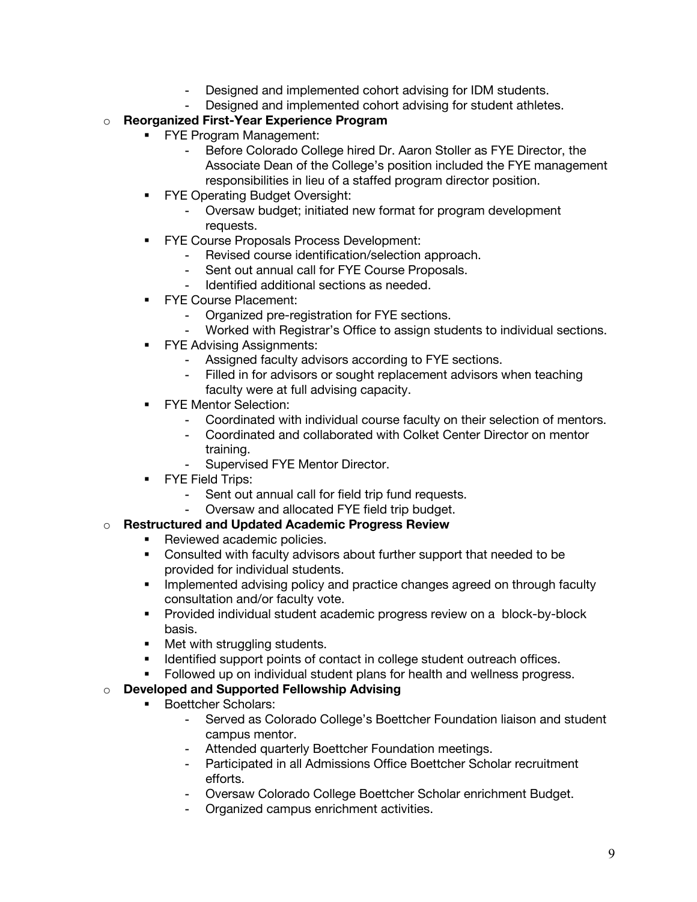- Designed and implemented cohort advising for IDM students.
        - Designed and implemented cohort advising for student athletes.

- **Reorganized First-Year Experience Program**
    - FYE Program Management:
        - Before Colorado College hired Dr. Aaron Stoller as FYE Director, the Associate Dean of the College's position included the FYE management responsibilities in lieu of a staffed program director position.
    - FYE Operating Budget Oversight:
        - Oversaw budget; initiated new format for program development requests.
    - FYE Course Proposals Process Development:
        - Revised course identification/selection approach.
        - Sent out annual call for FYE Course Proposals.
        - Identified additional sections as needed.
    - FYE Course Placement:
        - Organized pre-registration for FYE sections.
        - Worked with Registrar's Office to assign students to individual sections.
    - FYE Advising Assignments:
        - Assigned faculty advisors according to FYE sections.
        - Filled in for advisors or sought replacement advisors when teaching faculty were at full advising capacity.
    - FYE Mentor Selection:
        - Coordinated with individual course faculty on their selection of mentors.
        - Coordinated and collaborated with Colket Center Director on mentor training.
        - Supervised FYE Mentor Director.
    - FYE Field Trips:
        - Sent out annual call for field trip fund requests.
        - Oversaw and allocated FYE field trip budget.
- **Restructured and Updated Academic Progress Review**
    - Reviewed academic policies.
    - Consulted with faculty advisors about further support that needed to be provided for individual students.
    - Implemented advising policy and practice changes agreed on through faculty consultation and/or faculty vote.
    - Provided individual student academic progress review on a block-by-block basis.
    - Met with struggling students.
    - Identified support points of contact in college student outreach offices.
    - Followed up on individual student plans for health and wellness progress.
- **Developed and Supported Fellowship Advising**
    - Boettcher Scholars:
        - Served as Colorado College's Boettcher Foundation liaison and student campus mentor.
        - Attended quarterly Boettcher Foundation meetings.
        - Participated in all Admissions Office Boettcher Scholar recruitment efforts.
        - Oversaw Colorado College Boettcher Scholar enrichment Budget.
        - Organized campus enrichment activities.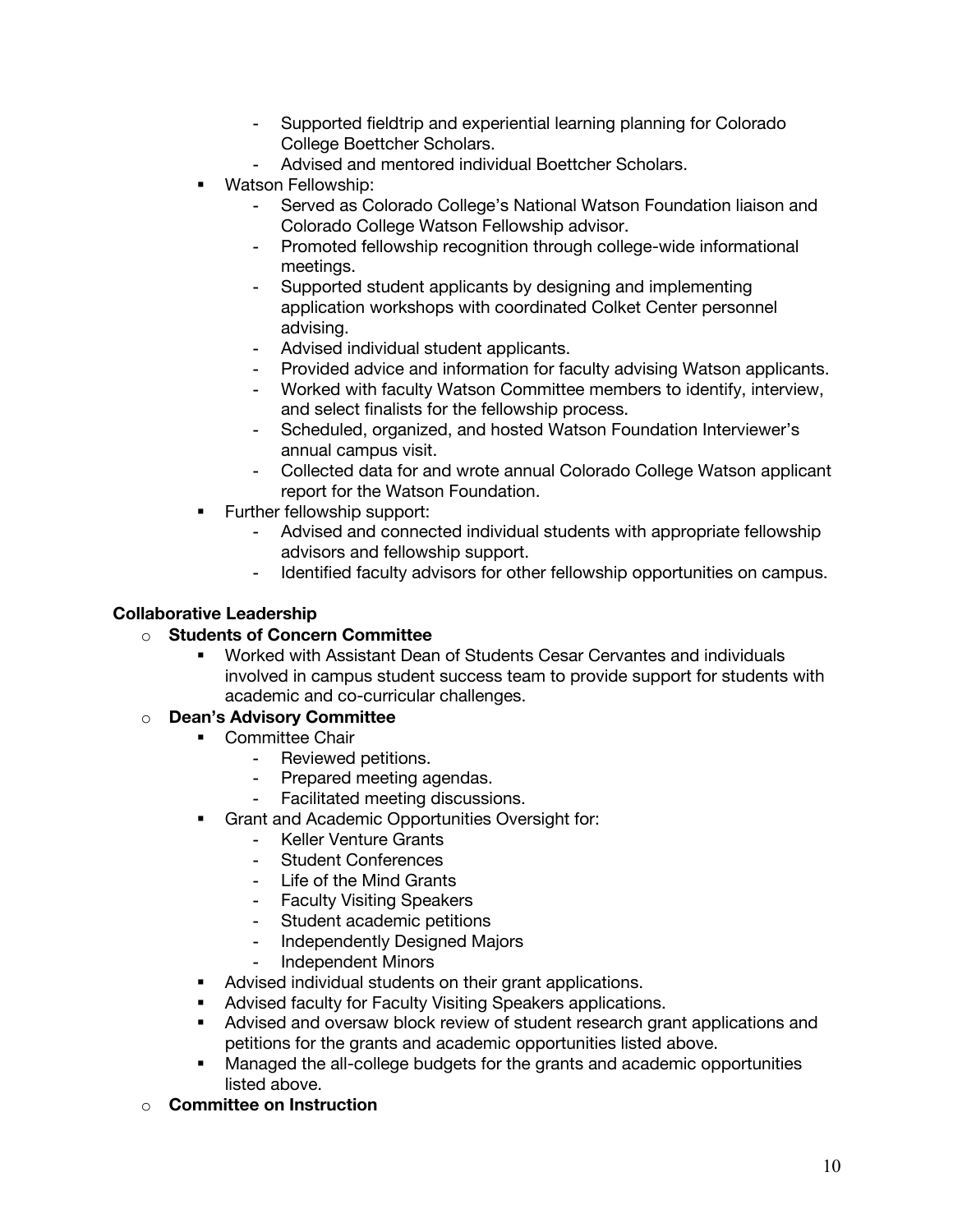- Supported fieldtrip and experiential learning planning for Colorado College Boettcher Scholars.
            - Advised and mentored individual Boettcher Scholars.
    - Watson Fellowship:
        - Served as Colorado College's National Watson Foundation liaison and Colorado College Watson Fellowship advisor.
        - Promoted fellowship recognition through college-wide informational meetings.
        - Supported student applicants by designing and implementing application workshops with coordinated Colket Center personnel advising.
        - Advised individual student applicants.
        - Provided advice and information for faculty advising Watson applicants.
        - Worked with faculty Watson Committee members to identify, interview, and select finalists for the fellowship process.
        - Scheduled, organized, and hosted Watson Foundation Interviewer's annual campus visit.
        - Collected data for and wrote annual Colorado College Watson applicant report for the Watson Foundation.
    - Further fellowship support:
        - Advised and connected individual students with appropriate fellowship advisors and fellowship support.
        - Identified faculty advisors for other fellowship opportunities on campus.

**Collaborative Leadership**

- **Students of Concern Committee**
    - Worked with Assistant Dean of Students Cesar Cervantes and individuals involved in campus student success team to provide support for students with academic and co-curricular challenges.
- **Dean's Advisory Committee**
    - Committee Chair
        - Reviewed petitions.
        - Prepared meeting agendas.
        - Facilitated meeting discussions.
    - Grant and Academic Opportunities Oversight for:
        - Keller Venture Grants
        - Student Conferences
        - Life of the Mind Grants
        - Faculty Visiting Speakers
        - Student academic petitions
        - Independently Designed Majors
        - Independent Minors
    - Advised individual students on their grant applications.
    - Advised faculty for Faculty Visiting Speakers applications.
    - Advised and oversaw block review of student research grant applications and petitions for the grants and academic opportunities listed above.
    - Managed the all-college budgets for the grants and academic opportunities listed above.
- **Committee on Instruction**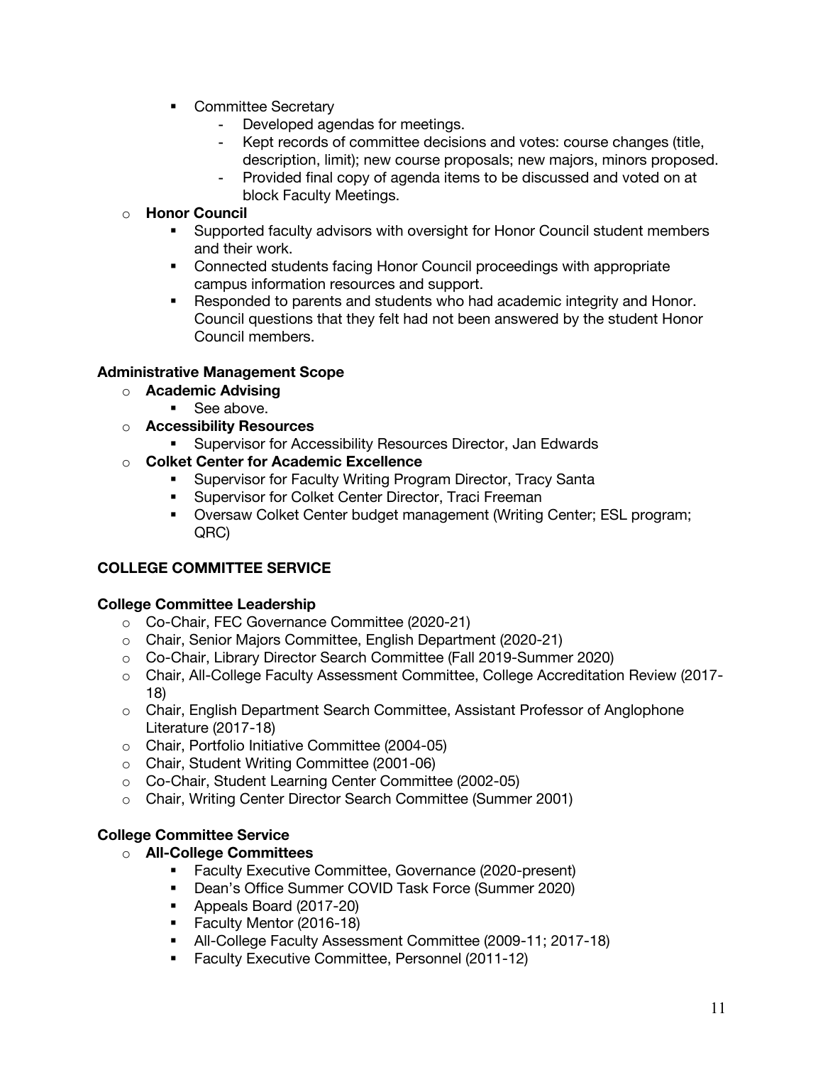- Committee Secretary
  - Developed agendas for meetings.
  - Kept records of committee decisions and votes: course changes (title, description, limit); new course proposals; new majors, minors proposed.
  - Provided final copy of agenda items to be discussed and voted on at block Faculty Meetings.

- **Honor Council**
  - Supported faculty advisors with oversight for Honor Council student members and their work.
  - Connected students facing Honor Council proceedings with appropriate campus information resources and support.
  - Responded to parents and students who had academic integrity and Honor. Council questions that they felt had not been answered by the student Honor Council members.

**Administrative Management Scope**

- **Academic Advising**
  - See above.
- **Accessibility Resources**
  - Supervisor for Accessibility Resources Director, Jan Edwards
- **Colket Center for Academic Excellence**
  - Supervisor for Faculty Writing Program Director, Tracy Santa
  - Supervisor for Colket Center Director, Traci Freeman
  - Oversaw Colket Center budget management (Writing Center; ESL program; QRC)

## COLLEGE COMMITTEE SERVICE

**College Committee Leadership**

- Co-Chair, FEC Governance Committee (2020-21)
- Chair, Senior Majors Committee, English Department (2020-21)
- Co-Chair, Library Director Search Committee (Fall 2019-Summer 2020)
- Chair, All-College Faculty Assessment Committee, College Accreditation Review (2017-18)
- Chair, English Department Search Committee, Assistant Professor of Anglophone Literature (2017-18)
- Chair, Portfolio Initiative Committee (2004-05)
- Chair, Student Writing Committee (2001-06)
- Co-Chair, Student Learning Center Committee (2002-05)
- Chair, Writing Center Director Search Committee (Summer 2001)

**College Committee Service**

- **All-College Committees**
  - Faculty Executive Committee, Governance (2020-present)
  - Dean's Office Summer COVID Task Force (Summer 2020)
  - Appeals Board (2017-20)
  - Faculty Mentor (2016-18)
  - All-College Faculty Assessment Committee (2009-11; 2017-18)
  - Faculty Executive Committee, Personnel (2011-12)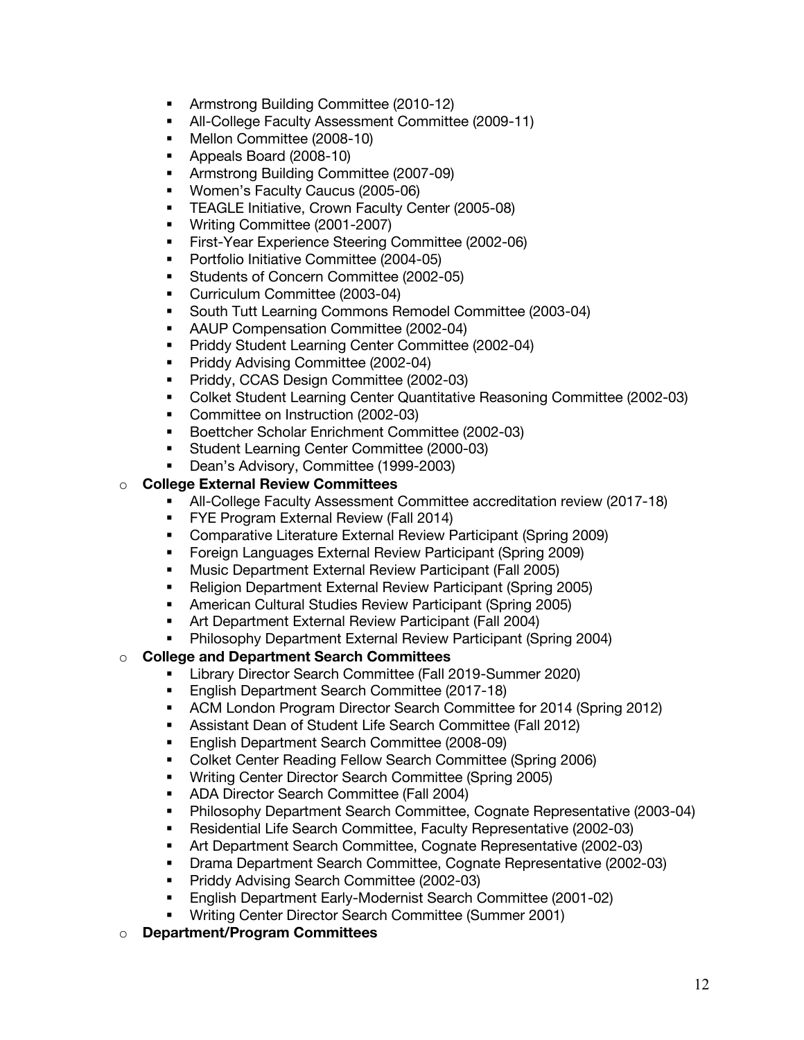- Armstrong Building Committee (2010-12)
  - All-College Faculty Assessment Committee (2009-11)
  - Mellon Committee (2008-10)
  - Appeals Board (2008-10)
  - Armstrong Building Committee (2007-09)
  - Women's Faculty Caucus (2005-06)
  - TEAGLE Initiative, Crown Faculty Center (2005-08)
  - Writing Committee (2001-2007)
  - First-Year Experience Steering Committee (2002-06)
  - Portfolio Initiative Committee (2004-05)
  - Students of Concern Committee (2002-05)
  - Curriculum Committee (2003-04)
  - South Tutt Learning Commons Remodel Committee (2003-04)
  - AAUP Compensation Committee (2002-04)
  - Priddy Student Learning Center Committee (2002-04)
  - Priddy Advising Committee (2002-04)
  - Priddy, CCAS Design Committee (2002-03)
  - Colket Student Learning Center Quantitative Reasoning Committee (2002-03)
  - Committee on Instruction (2002-03)
  - Boettcher Scholar Enrichment Committee (2002-03)
  - Student Learning Center Committee (2000-03)
  - Dean's Advisory, Committee (1999-2003)
- **College External Review Committees**
  - All-College Faculty Assessment Committee accreditation review (2017-18)
  - FYE Program External Review (Fall 2014)
  - Comparative Literature External Review Participant (Spring 2009)
  - Foreign Languages External Review Participant (Spring 2009)
  - Music Department External Review Participant (Fall 2005)
  - Religion Department External Review Participant (Spring 2005)
  - American Cultural Studies Review Participant (Spring 2005)
  - Art Department External Review Participant (Fall 2004)
  - Philosophy Department External Review Participant (Spring 2004)
- **College and Department Search Committees**
  - Library Director Search Committee (Fall 2019-Summer 2020)
  - English Department Search Committee (2017-18)
  - ACM London Program Director Search Committee for 2014 (Spring 2012)
  - Assistant Dean of Student Life Search Committee (Fall 2012)
  - English Department Search Committee (2008-09)
  - Colket Center Reading Fellow Search Committee (Spring 2006)
  - Writing Center Director Search Committee (Spring 2005)
  - ADA Director Search Committee (Fall 2004)
  - Philosophy Department Search Committee, Cognate Representative (2003-04)
  - Residential Life Search Committee, Faculty Representative (2002-03)
  - Art Department Search Committee, Cognate Representative (2002-03)
  - Drama Department Search Committee, Cognate Representative (2002-03)
  - Priddy Advising Search Committee (2002-03)
  - English Department Early-Modernist Search Committee (2001-02)
  - Writing Center Director Search Committee (Summer 2001)
- **Department/Program Committees**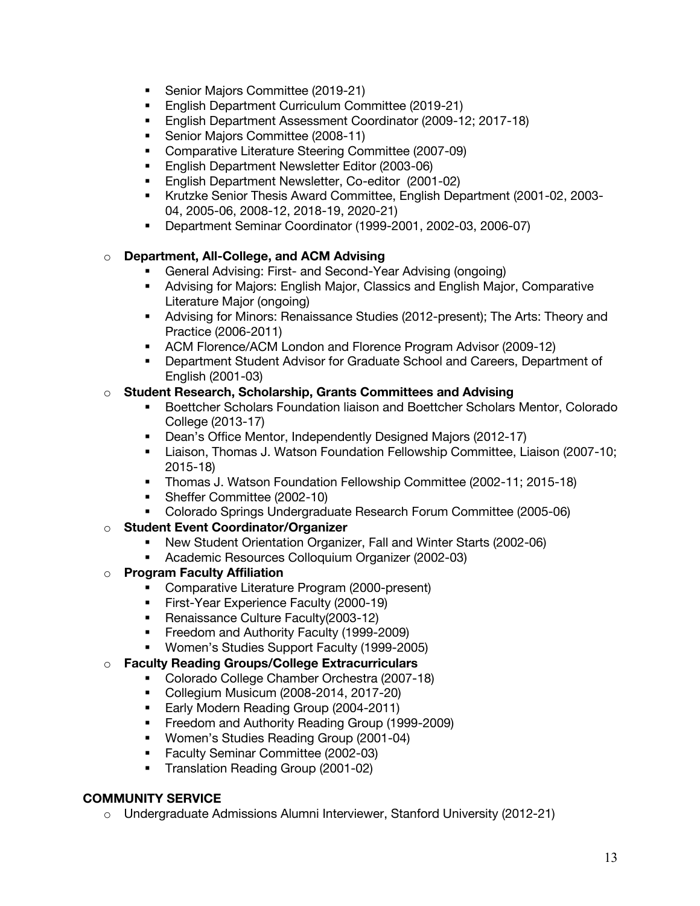- Senior Majors Committee (2019-21)
- English Department Curriculum Committee (2019-21)
- English Department Assessment Coordinator (2009-12; 2017-18)
- Senior Majors Committee (2008-11)
- Comparative Literature Steering Committee (2007-09)
- English Department Newsletter Editor (2003-06)
- English Department Newsletter, Co-editor (2001-02)
- Krutzke Senior Thesis Award Committee, English Department (2001-02, 2003-04, 2005-06, 2008-12, 2018-19, 2020-21)
- Department Seminar Coordinator (1999-2001, 2002-03, 2006-07)

- **Department, All-College, and ACM Advising**
  - General Advising: First- and Second-Year Advising (ongoing)
  - Advising for Majors: English Major, Classics and English Major, Comparative Literature Major (ongoing)
  - Advising for Minors: Renaissance Studies (2012-present); The Arts: Theory and Practice (2006-2011)
  - ACM Florence/ACM London and Florence Program Advisor (2009-12)
  - Department Student Advisor for Graduate School and Careers, Department of English (2001-03)
- **Student Research, Scholarship, Grants Committees and Advising**
  - Boettcher Scholars Foundation liaison and Boettcher Scholars Mentor, Colorado College (2013-17)
  - Dean's Office Mentor, Independently Designed Majors (2012-17)
  - Liaison, Thomas J. Watson Foundation Fellowship Committee, Liaison (2007-10; 2015-18)
  - Thomas J. Watson Foundation Fellowship Committee (2002-11; 2015-18)
  - Sheffer Committee (2002-10)
  - Colorado Springs Undergraduate Research Forum Committee (2005-06)
- **Student Event Coordinator/Organizer**
  - New Student Orientation Organizer, Fall and Winter Starts (2002-06)
  - Academic Resources Colloquium Organizer (2002-03)
- **Program Faculty Affiliation**
  - Comparative Literature Program (2000-present)
  - First-Year Experience Faculty (2000-19)
  - Renaissance Culture Faculty(2003-12)
  - Freedom and Authority Faculty (1999-2009)
  - Women's Studies Support Faculty (1999-2005)
- **Faculty Reading Groups/College Extracurriculars**
  - Colorado College Chamber Orchestra (2007-18)
  - Collegium Musicum (2008-2014, 2017-20)
  - Early Modern Reading Group (2004-2011)
  - Freedom and Authority Reading Group (1999-2009)
  - Women's Studies Reading Group (2001-04)
  - Faculty Seminar Committee (2002-03)
  - Translation Reading Group (2001-02)

## COMMUNITY SERVICE

- Undergraduate Admissions Alumni Interviewer, Stanford University (2012-21)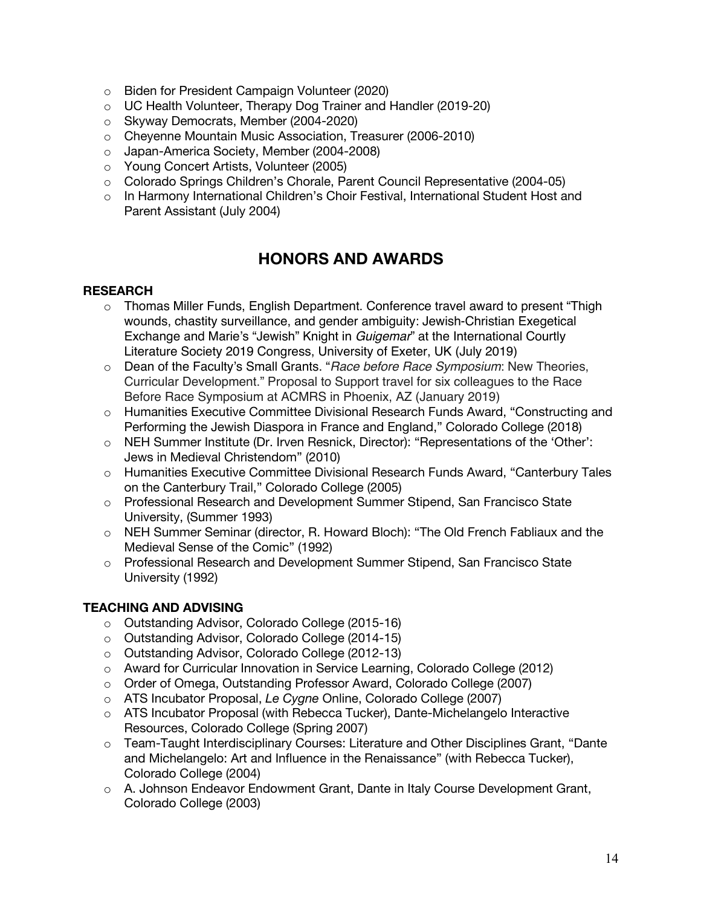- Biden for President Campaign Volunteer (2020)
- UC Health Volunteer, Therapy Dog Trainer and Handler (2019-20)
- Skyway Democrats, Member (2004-2020)
- Cheyenne Mountain Music Association, Treasurer (2006-2010)
- Japan-America Society, Member (2004-2008)
- Young Concert Artists, Volunteer (2005)
- Colorado Springs Children's Chorale, Parent Council Representative (2004-05)
- In Harmony International Children's Choir Festival, International Student Host and Parent Assistant (July 2004)

## HONORS AND AWARDS

### RESEARCH

- Thomas Miller Funds, English Department. Conference travel award to present "Thigh wounds, chastity surveillance, and gender ambiguity: Jewish-Christian Exegetical Exchange and Marie's "Jewish" Knight in *Guigemar*" at the International Courtly Literature Society 2019 Congress, University of Exeter, UK (July 2019)
- Dean of the Faculty's Small Grants. "*Race before Race Symposium*: New Theories, Curricular Development." Proposal to Support travel for six colleagues to the Race Before Race Symposium at ACMRS in Phoenix, AZ (January 2019)
- Humanities Executive Committee Divisional Research Funds Award, "Constructing and Performing the Jewish Diaspora in France and England," Colorado College (2018)
- NEH Summer Institute (Dr. Irven Resnick, Director): "Representations of the 'Other': Jews in Medieval Christendom" (2010)
- Humanities Executive Committee Divisional Research Funds Award, "Canterbury Tales on the Canterbury Trail," Colorado College (2005)
- Professional Research and Development Summer Stipend, San Francisco State University, (Summer 1993)
- NEH Summer Seminar (director, R. Howard Bloch): "The Old French Fabliaux and the Medieval Sense of the Comic" (1992)
- Professional Research and Development Summer Stipend, San Francisco State University (1992)

### TEACHING AND ADVISING

- Outstanding Advisor, Colorado College (2015-16)
- Outstanding Advisor, Colorado College (2014-15)
- Outstanding Advisor, Colorado College (2012-13)
- Award for Curricular Innovation in Service Learning, Colorado College (2012)
- Order of Omega, Outstanding Professor Award, Colorado College (2007)
- ATS Incubator Proposal, *Le Cygne* Online, Colorado College (2007)
- ATS Incubator Proposal (with Rebecca Tucker), Dante-Michelangelo Interactive Resources, Colorado College (Spring 2007)
- Team-Taught Interdisciplinary Courses: Literature and Other Disciplines Grant, "Dante and Michelangelo: Art and Influence in the Renaissance" (with Rebecca Tucker), Colorado College (2004)
- A. Johnson Endeavor Endowment Grant, Dante in Italy Course Development Grant, Colorado College (2003)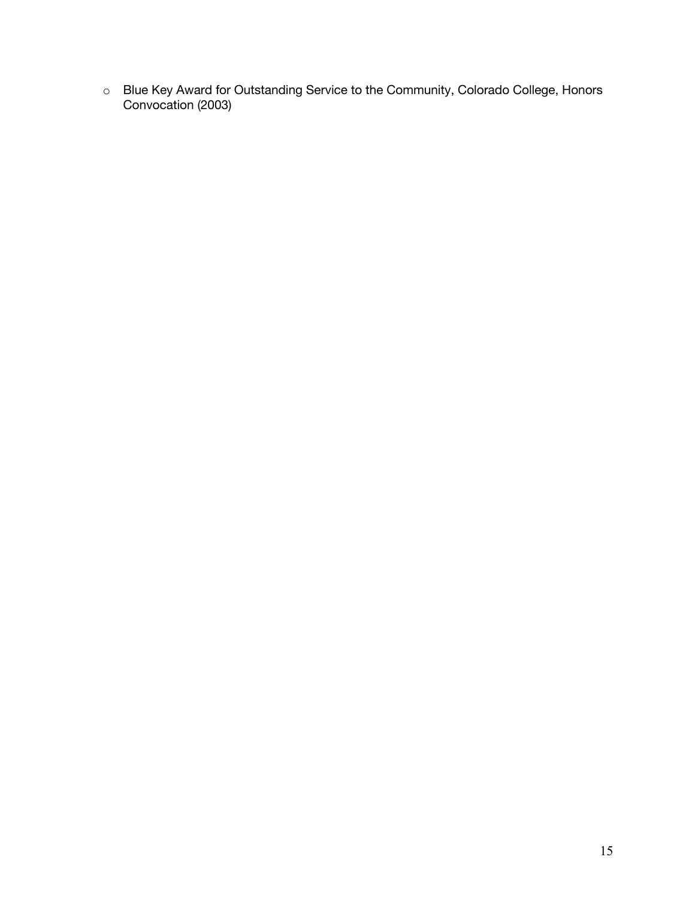- Blue Key Award for Outstanding Service to the Community, Colorado College, Honors Convocation (2003)